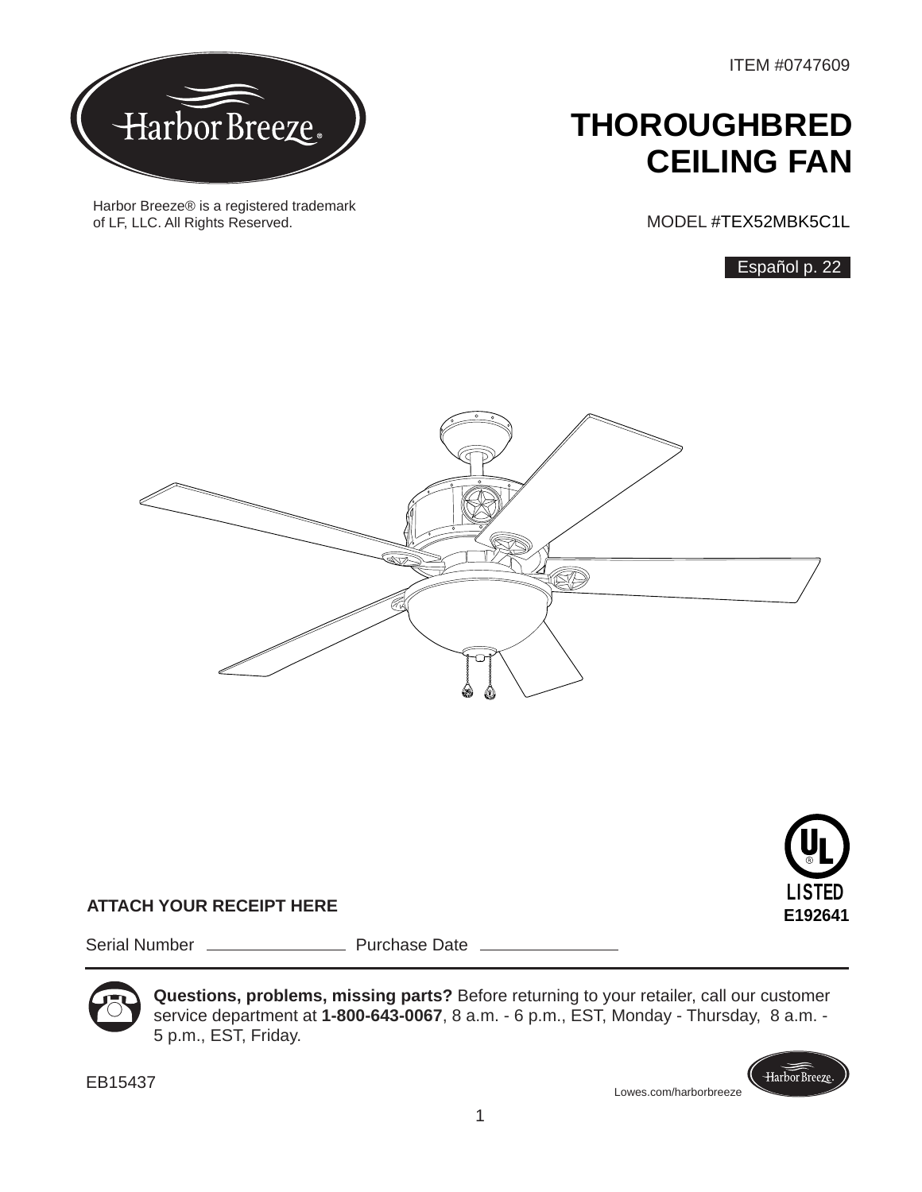ITEM #0747609

Harbor Breeze® is a registered trademark of LF, LLC. All Rights Reserved.

# THOROUGHBRED CEILING FAN

MODEL #TEX52MBK5C1L

Español p. 22

LISTED
E192641

**ATTACH YOUR RECEIPT HERE**

Serial Number ______________ Purchase Date ______________

**Questions, problems, missing parts?** Before returning to your retailer, call our customer service department at **1-800-643-0067**, 8 a.m. - 6 p.m., EST, Monday - Thursday, 8 a.m. - 5 p.m., EST, Friday.

EB15437

Lowes.com/harborbreeze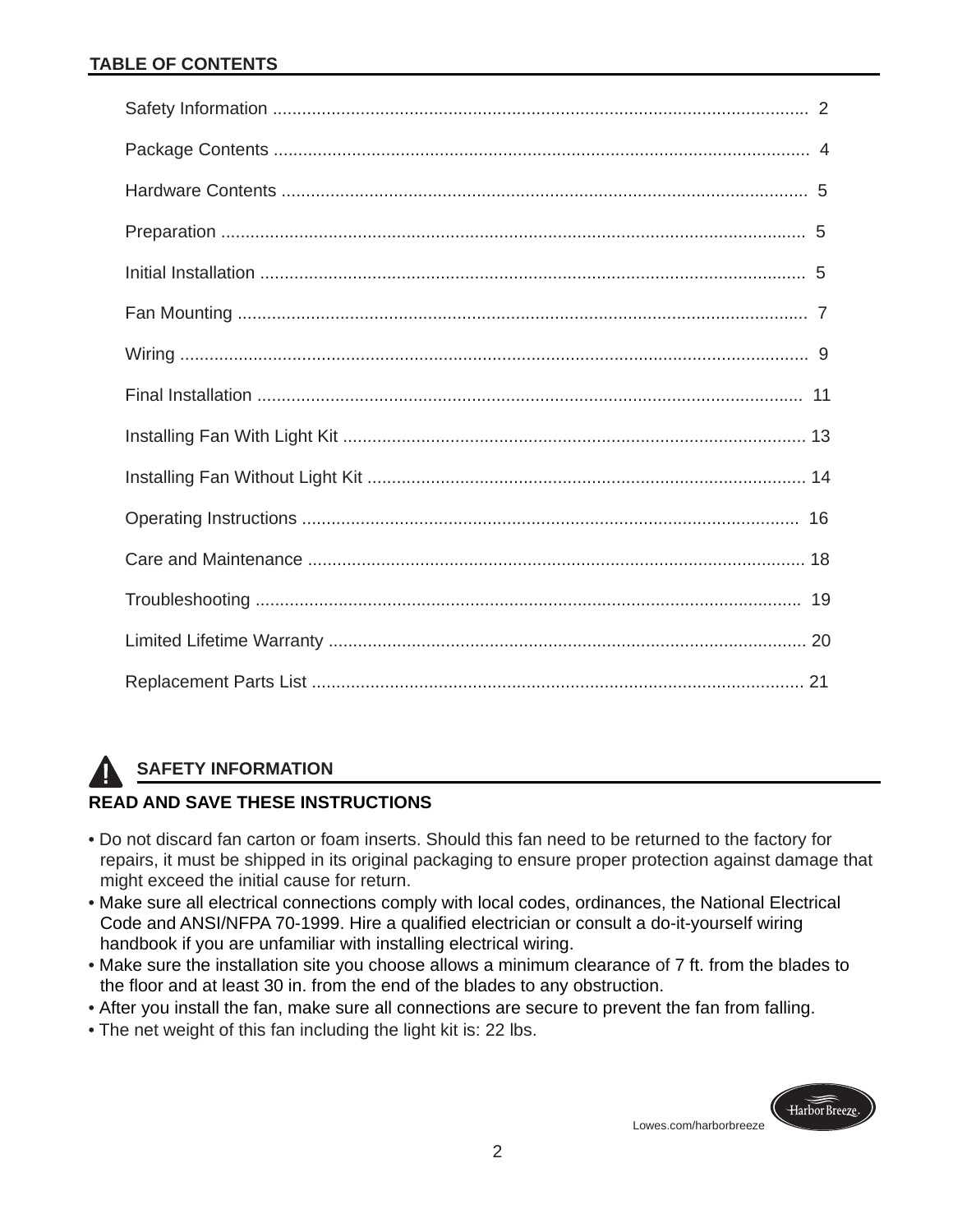## TABLE OF CONTENTS

| Section | Page |
|---|---|
| Safety Information | 2 |
| Package Contents | 4 |
| Hardware Contents | 5 |
| Preparation | 5 |
| Initial Installation | 5 |
| Fan Mounting | 7 |
| Wiring | 9 |
| Final Installation | 11 |
| Installing Fan With Light Kit | 13 |
| Installing Fan Without Light Kit | 14 |
| Operating Instructions | 16 |
| Care and Maintenance | 18 |
| Troubleshooting | 19 |
| Limited Lifetime Warranty | 20 |
| Replacement Parts List | 21 |

## SAFETY INFORMATION

**READ AND SAVE THESE INSTRUCTIONS**

- Do not discard fan carton or foam inserts. Should this fan need to be returned to the factory for repairs, it must be shipped in its original packaging to ensure proper protection against damage that might exceed the initial cause for return.
- Make sure all electrical connections comply with local codes, ordinances, the National Electrical Code and ANSI/NFPA 70-1999. Hire a qualified electrician or consult a do-it-yourself wiring handbook if you are unfamiliar with installing electrical wiring.
- Make sure the installation site you choose allows a minimum clearance of 7 ft. from the blades to the floor and at least 30 in. from the end of the blades to any obstruction.
- After you install the fan, make sure all connections are secure to prevent the fan from falling.
- The net weight of this fan including the light kit is: 22 lbs.

Lowes.com/harborbreeze

Harbor Breeze.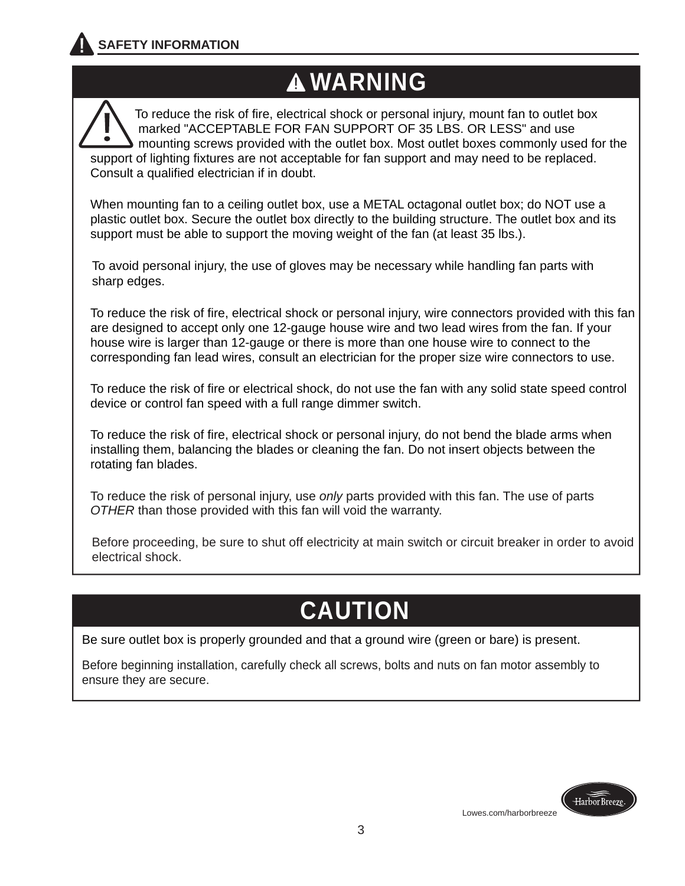## SAFETY INFORMATION

### WARNING

To reduce the risk of fire, electrical shock or personal injury, mount fan to outlet box marked "ACCEPTABLE FOR FAN SUPPORT OF 35 LBS. OR LESS" and use mounting screws provided with the outlet box. Most outlet boxes commonly used for the support of lighting fixtures are not acceptable for fan support and may need to be replaced. Consult a qualified electrician if in doubt.

When mounting fan to a ceiling outlet box, use a METAL octagonal outlet box; do NOT use a plastic outlet box. Secure the outlet box directly to the building structure. The outlet box and its support must be able to support the moving weight of the fan (at least 35 lbs.).

To avoid personal injury, the use of gloves may be necessary while handling fan parts with sharp edges.

To reduce the risk of fire, electrical shock or personal injury, wire connectors provided with this fan are designed to accept only one 12-gauge house wire and two lead wires from the fan. If your house wire is larger than 12-gauge or there is more than one house wire to connect to the corresponding fan lead wires, consult an electrician for the proper size wire connectors to use.

To reduce the risk of fire or electrical shock, do not use the fan with any solid state speed control device or control fan speed with a full range dimmer switch.

To reduce the risk of fire, electrical shock or personal injury, do not bend the blade arms when installing them, balancing the blades or cleaning the fan. Do not insert objects between the rotating fan blades.

To reduce the risk of personal injury, use *only* parts provided with this fan. The use of parts *OTHER* than those provided with this fan will void the warranty.

Before proceeding, be sure to shut off electricity at main switch or circuit breaker in order to avoid electrical shock.

### CAUTION

Be sure outlet box is properly grounded and that a ground wire (green or bare) is present.

Before beginning installation, carefully check all screws, bolts and nuts on fan motor assembly to ensure they are secure.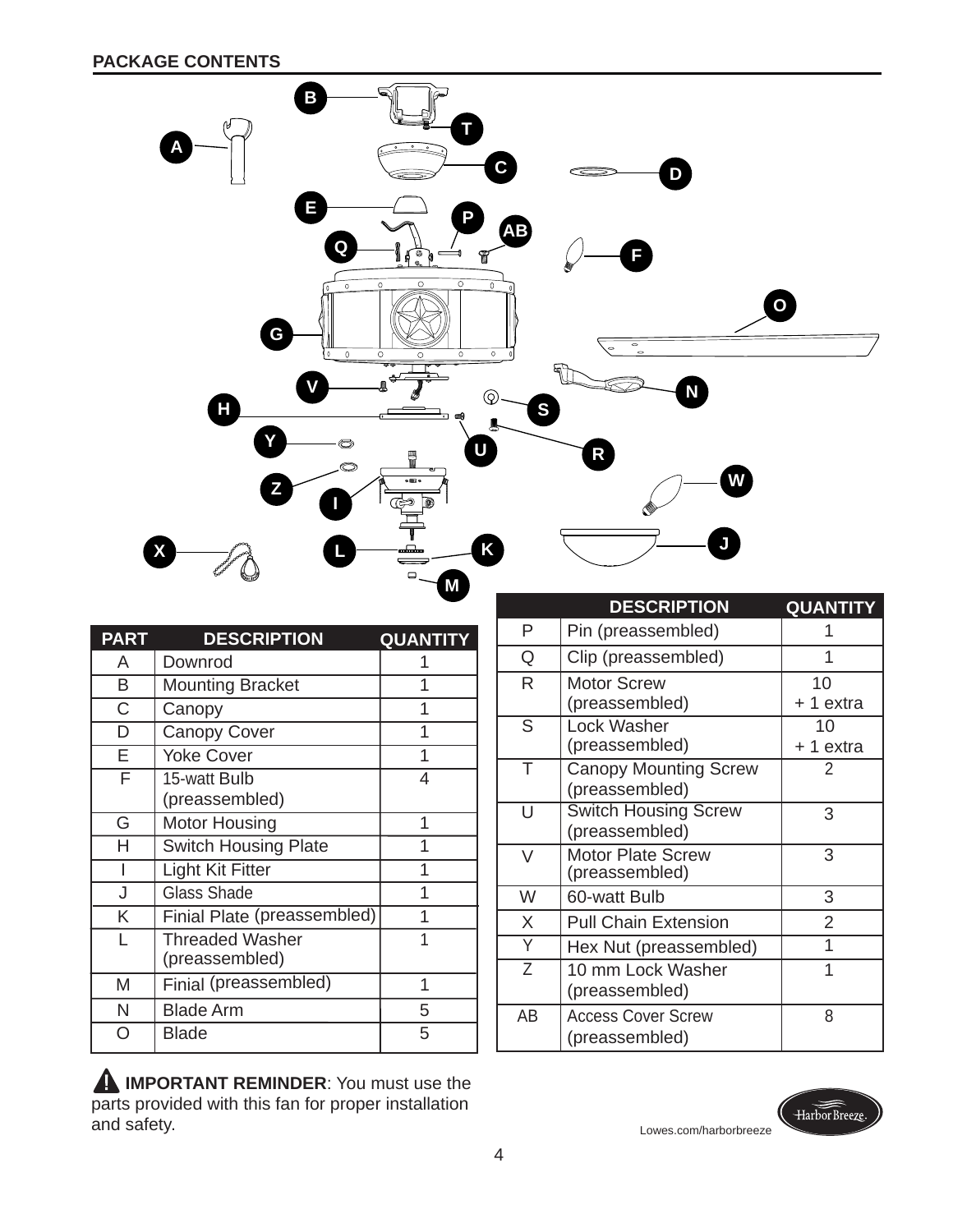## PACKAGE CONTENTS

| PART | DESCRIPTION | QUANTITY |
|---|---|---|
| A | Downrod | 1 |
| B | Mounting Bracket | 1 |
| C | Canopy | 1 |
| D | Canopy Cover | 1 |
| E | Yoke Cover | 1 |
| F | 15-watt Bulb (preassembled) | 4 |
| G | Motor Housing | 1 |
| H | Switch Housing Plate | 1 |
| I | Light Kit Fitter | 1 |
| J | Glass Shade | 1 |
| K | Finial Plate (preassembled) | 1 |
| L | Threaded Washer (preassembled) | 1 |
| M | Finial (preassembled) | 1 |
| N | Blade Arm | 5 |
| O | Blade | 5 |
| P | Pin (preassembled) | 1 |
| Q | Clip (preassembled) | 1 |
| R | Motor Screw (preassembled) | 10 + 1 extra |
| S | Lock Washer (preassembled) | 10 + 1 extra |
| T | Canopy Mounting Screw (preassembled) | 2 |
| U | Switch Housing Screw (preassembled) | 3 |
| V | Motor Plate Screw (preassembled) | 3 |
| W | 60-watt Bulb | 3 |
| X | Pull Chain Extension | 2 |
| Y | Hex Nut (preassembled) | 1 |
| Z | 10 mm Lock Washer (preassembled) | 1 |
| AB | Access Cover Screw (preassembled) | 8 |

⚠ **IMPORTANT REMINDER**: You must use the parts provided with this fan for proper installation and safety.

Lowes.com/harborbreeze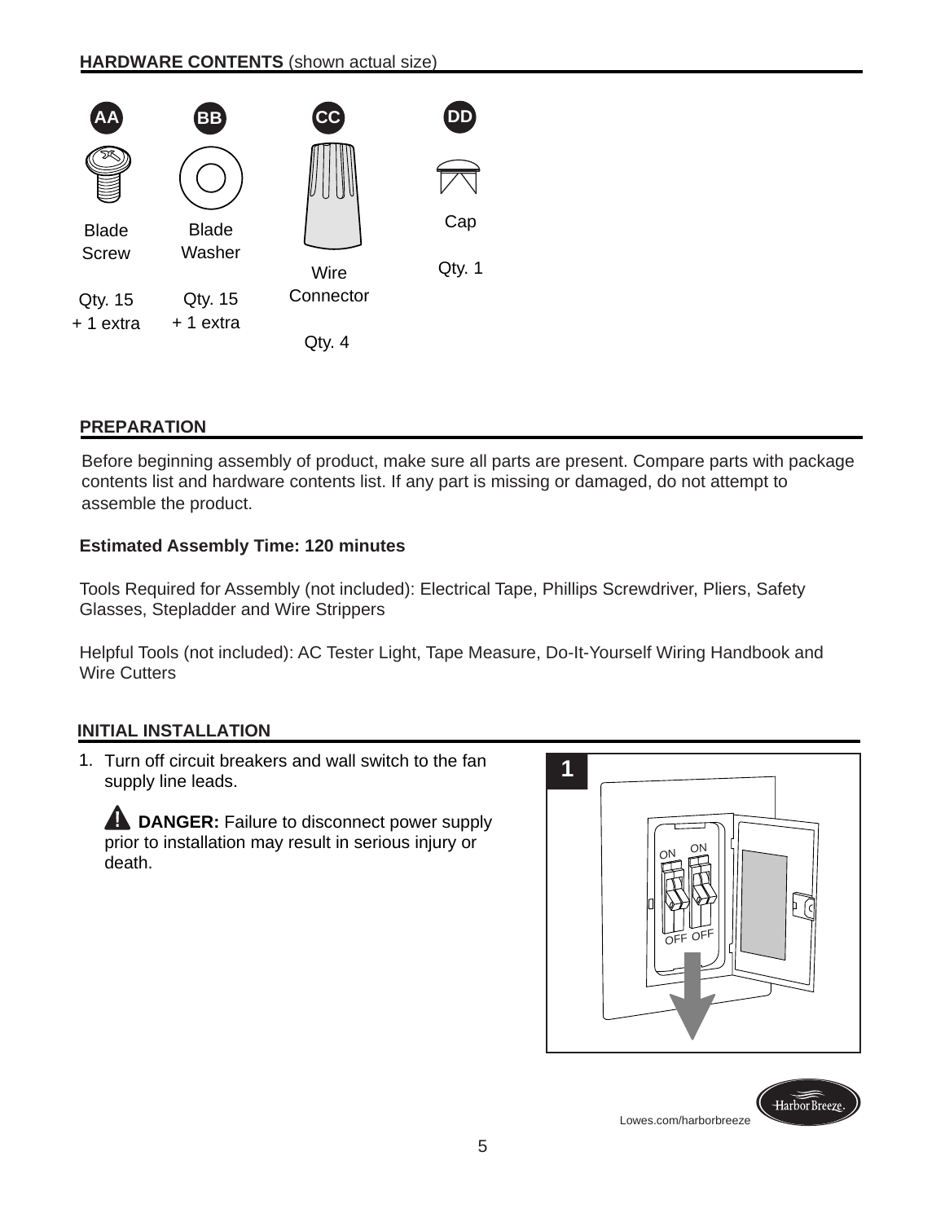## HARDWARE CONTENTS (shown actual size)

| AA | BB | CC | DD |
| --- | --- | --- | --- |
| Blade Screw | Blade Washer | Wire Connector | Cap |
| Qty. 15 + 1 extra | Qty. 15 + 1 extra | Qty. 4 | Qty. 1 |

## PREPARATION

Before beginning assembly of product, make sure all parts are present. Compare parts with package contents list and hardware contents list. If any part is missing or damaged, do not attempt to assemble the product.

**Estimated Assembly Time: 120 minutes**

Tools Required for Assembly (not included): Electrical Tape, Phillips Screwdriver, Pliers, Safety Glasses, Stepladder and Wire Strippers

Helpful Tools (not included): AC Tester Light, Tape Measure, Do-It-Yourself Wiring Handbook and Wire Cutters

## INITIAL INSTALLATION

1. Turn off circuit breakers and wall switch to the fan supply line leads.

   **DANGER:** Failure to disconnect power supply prior to installation may result in serious injury or death.

1

ON ON

OFF OFF

Lowes.com/harborbreeze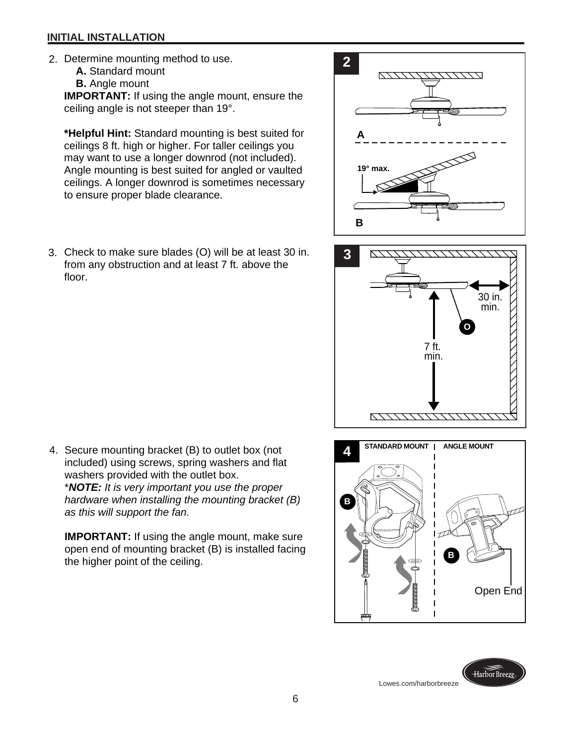## INITIAL INSTALLATION

2. Determine mounting method to use.
   **A.** Standard mount
   **B.** Angle mount
   **IMPORTANT:** If using the angle mount, ensure the ceiling angle is not steeper than 19°.

   ***Helpful Hint:** Standard mounting is best suited for ceilings 8 ft. high or higher. For taller ceilings you may want to use a longer downrod (not included). Angle mounting is best suited for angled or vaulted ceilings. A longer downrod is sometimes necessary to ensure proper blade clearance.

3. Check to make sure blades (O) will be at least 30 in. from any obstruction and at least 7 ft. above the floor.

4. Secure mounting bracket (B) to outlet box (not included) using screws, spring washers and flat washers provided with the outlet box.
   **NOTE:** *It is very important you use the proper hardware when installing the mounting bracket (B) as this will support the fan.*

   **IMPORTANT:** If using the angle mount, make sure open end of mounting bracket (B) is installed facing the higher point of the ceiling.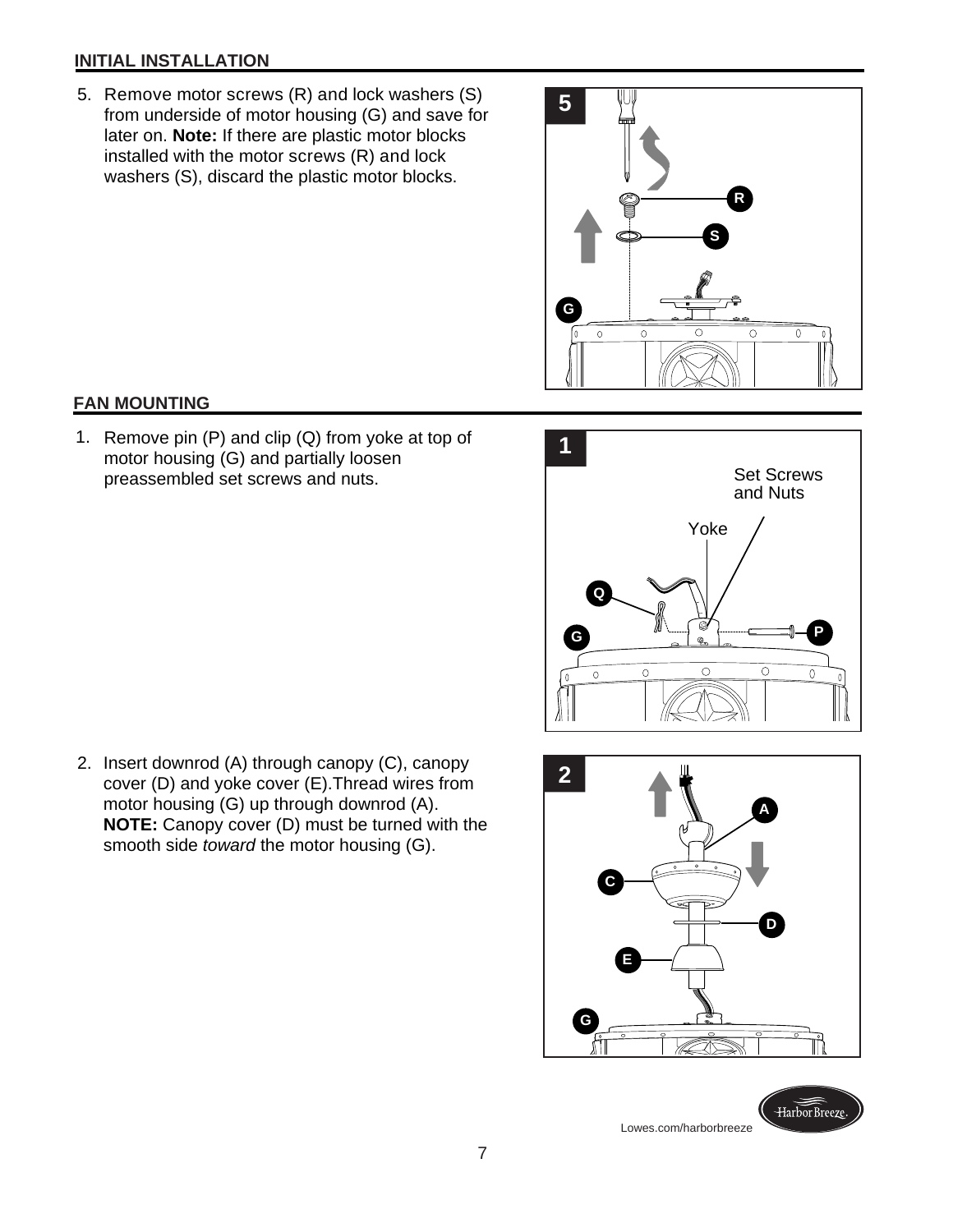## INITIAL INSTALLATION

5. Remove motor screws (R) and lock washers (S) from underside of motor housing (G) and save for later on. **Note:** If there are plastic motor blocks installed with the motor screws (R) and lock washers (S), discard the plastic motor blocks.

## FAN MOUNTING

1. Remove pin (P) and clip (Q) from yoke at top of motor housing (G) and partially loosen preassembled set screws and nuts.

2. Insert downrod (A) through canopy (C), canopy cover (D) and yoke cover (E).Thread wires from motor housing (G) up through downrod (A). **NOTE:** Canopy cover (D) must be turned with the smooth side *toward* the motor housing (G).

Lowes.com/harborbreeze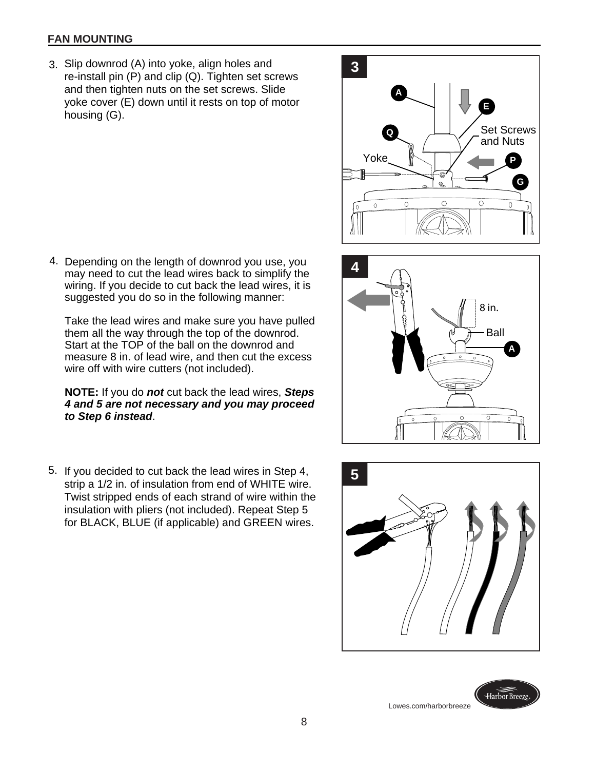## FAN MOUNTING

3. Slip downrod (A) into yoke, align holes and re-install pin (P) and clip (Q). Tighten set screws and then tighten nuts on the set screws. Slide yoke cover (E) down until it rests on top of motor housing (G).

4. Depending on the length of downrod you use, you may need to cut the lead wires back to simplify the wiring. If you decide to cut back the lead wires, it is suggested you do so in the following manner:

   Take the lead wires and make sure you have pulled them all the way through the top of the downrod. Start at the TOP of the ball on the downrod and measure 8 in. of lead wire, and then cut the excess wire off with wire cutters (not included).

   **NOTE:** If you do ***not*** cut back the lead wires, ***Steps 4 and 5 are not necessary and you may proceed to Step 6 instead***.

5. If you decided to cut back the lead wires in Step 4, strip a 1/2 in. of insulation from end of WHITE wire. Twist stripped ends of each strand of wire within the insulation with pliers (not included). Repeat Step 5 for BLACK, BLUE (if applicable) and GREEN wires.

Lowes.com/harborbreeze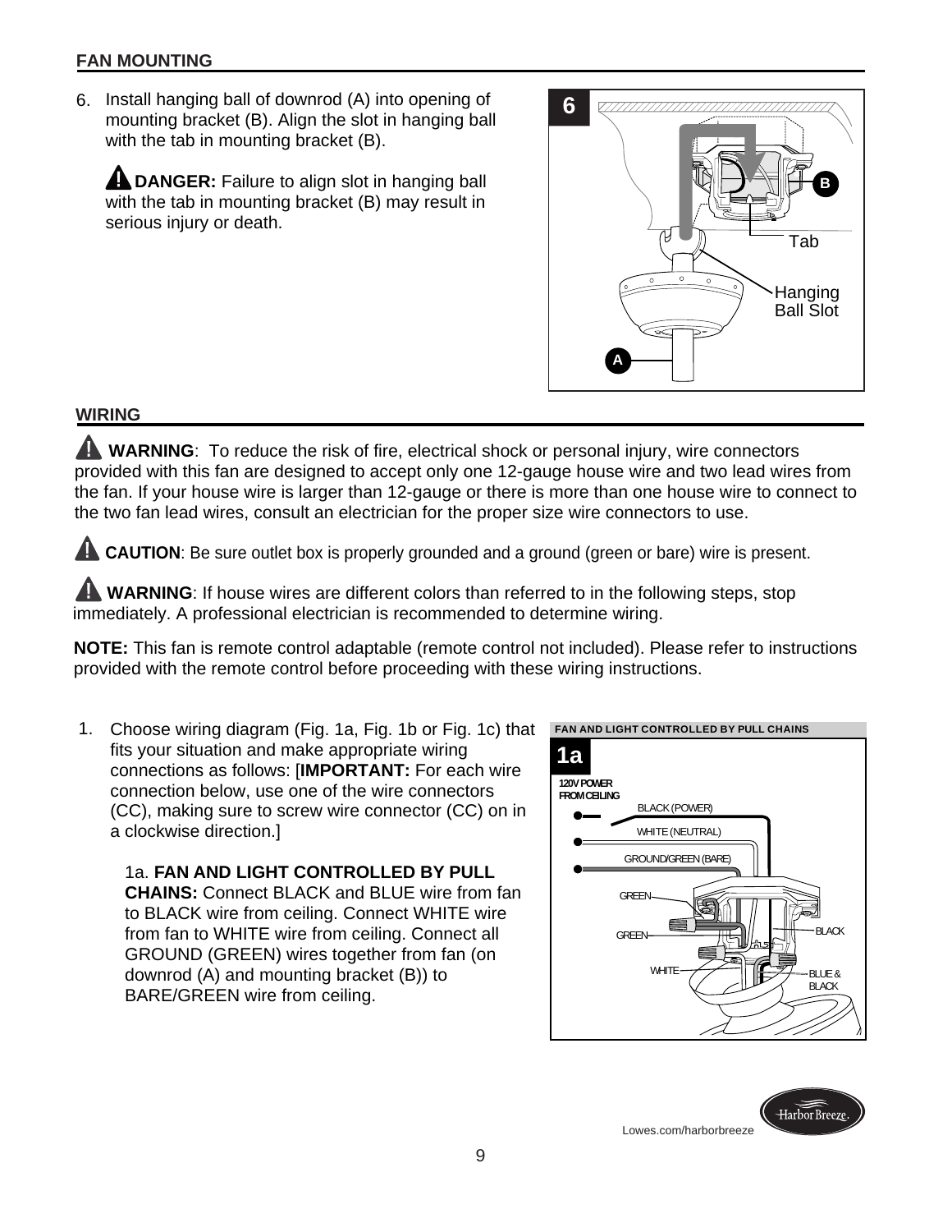## FAN MOUNTING

6. Install hanging ball of downrod (A) into opening of mounting bracket (B). Align the slot in hanging ball with the tab in mounting bracket (B).

   **DANGER:** Failure to align slot in hanging ball with the tab in mounting bracket (B) may result in serious injury or death.

6

B

Tab

Hanging Ball Slot

A

## WIRING

**WARNING**: To reduce the risk of fire, electrical shock or personal injury, wire connectors provided with this fan are designed to accept only one 12-gauge house wire and two lead wires from the fan. If your house wire is larger than 12-gauge or there is more than one house wire to connect to the two fan lead wires, consult an electrician for the proper size wire connectors to use.

**CAUTION**: Be sure outlet box is properly grounded and a ground (green or bare) wire is present.

**WARNING**: If house wires are different colors than referred to in the following steps, stop immediately. A professional electrician is recommended to determine wiring.

**NOTE:** This fan is remote control adaptable (remote control not included). Please refer to instructions provided with the remote control before proceeding with these wiring instructions.

1. Choose wiring diagram (Fig. 1a, Fig. 1b or Fig. 1c) that fits your situation and make appropriate wiring connections as follows: [**IMPORTANT:** For each wire connection below, use one of the wire connectors (CC), making sure to screw wire connector (CC) on in a clockwise direction.]

   1a. **FAN AND LIGHT CONTROLLED BY PULL CHAINS:** Connect BLACK and BLUE wire from fan to BLACK wire from ceiling. Connect WHITE wire from fan to WHITE wire from ceiling. Connect all GROUND (GREEN) wires together from fan (on downrod (A) and mounting bracket (B)) to BARE/GREEN wire from ceiling.

**FAN AND LIGHT CONTROLLED BY PULL CHAINS**

1a

120V POWER FROM CEILING

BLACK (POWER)

WHITE (NEUTRAL)

GROUND/GREEN (BARE)

GREEN

GREEN

WHITE

BLACK

BLUE & BLACK

Lowes.com/harborbreeze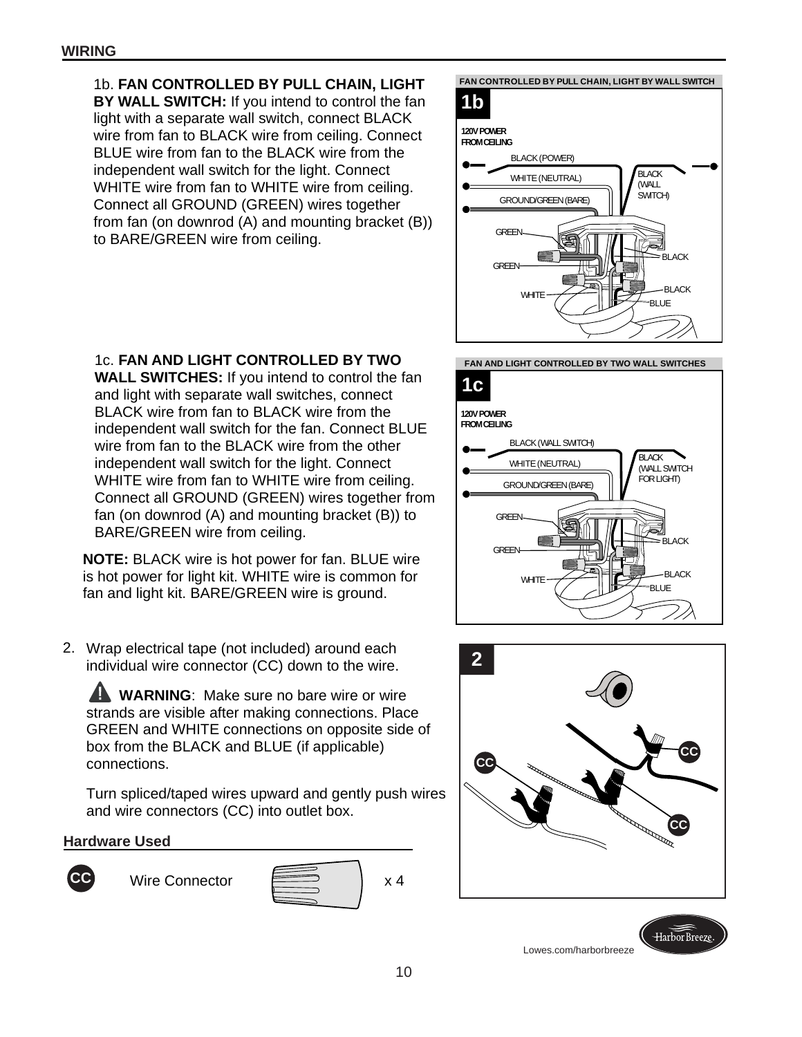## WIRING

1b. **FAN CONTROLLED BY PULL CHAIN, LIGHT BY WALL SWITCH:** If you intend to control the fan light with a separate wall switch, connect BLACK wire from fan to BLACK wire from ceiling. Connect BLUE wire from fan to the BLACK wire from the independent wall switch for the light. Connect WHITE wire from fan to WHITE wire from ceiling. Connect all GROUND (GREEN) wires together from fan (on downrod (A) and mounting bracket (B)) to BARE/GREEN wire from ceiling.

FAN CONTROLLED BY PULL CHAIN, LIGHT BY WALL SWITCH

**1b**

120V POWER FROM CEILING

BLACK (POWER)
WHITE (NEUTRAL)
GROUND/GREEN (BARE)
BLACK (WALL SWITCH)
GREEN
GREEN
WHITE
BLACK
BLACK
BLUE

1c. **FAN AND LIGHT CONTROLLED BY TWO WALL SWITCHES:** If you intend to control the fan and light with separate wall switches, connect BLACK wire from fan to BLACK wire from the independent wall switch for the fan. Connect BLUE wire from fan to the BLACK wire from the other independent wall switch for the light. Connect WHITE wire from fan to WHITE wire from ceiling. Connect all GROUND (GREEN) wires together from fan (on downrod (A) and mounting bracket (B)) to BARE/GREEN wire from ceiling.

**NOTE:** BLACK wire is hot power for fan. BLUE wire is hot power for light kit. WHITE wire is common for fan and light kit. BARE/GREEN wire is ground.

FAN AND LIGHT CONTROLLED BY TWO WALL SWITCHES

**1c**

120V POWER FROM CEILING

BLACK (WALL SWITCH)
WHITE (NEUTRAL)
GROUND/GREEN (BARE)
BLACK (WALL SWITCH FOR LIGHT)
GREEN
GREEN
WHITE
BLACK
BLACK
BLUE

2. Wrap electrical tape (not included) around each individual wire connector (CC) down to the wire.

   ⚠ **WARNING**: Make sure no bare wire or wire strands are visible after making connections. Place GREEN and WHITE connections on opposite side of box from the BLACK and BLUE (if applicable) connections.

   Turn spliced/taped wires upward and gently push wires and wire connectors (CC) into outlet box.

**2**

CC CC CC

**Hardware Used**

| | | |
|---|---|---|
| CC | Wire Connector | x 4 |

Lowes.com/harborbreeze

Harbor Breeze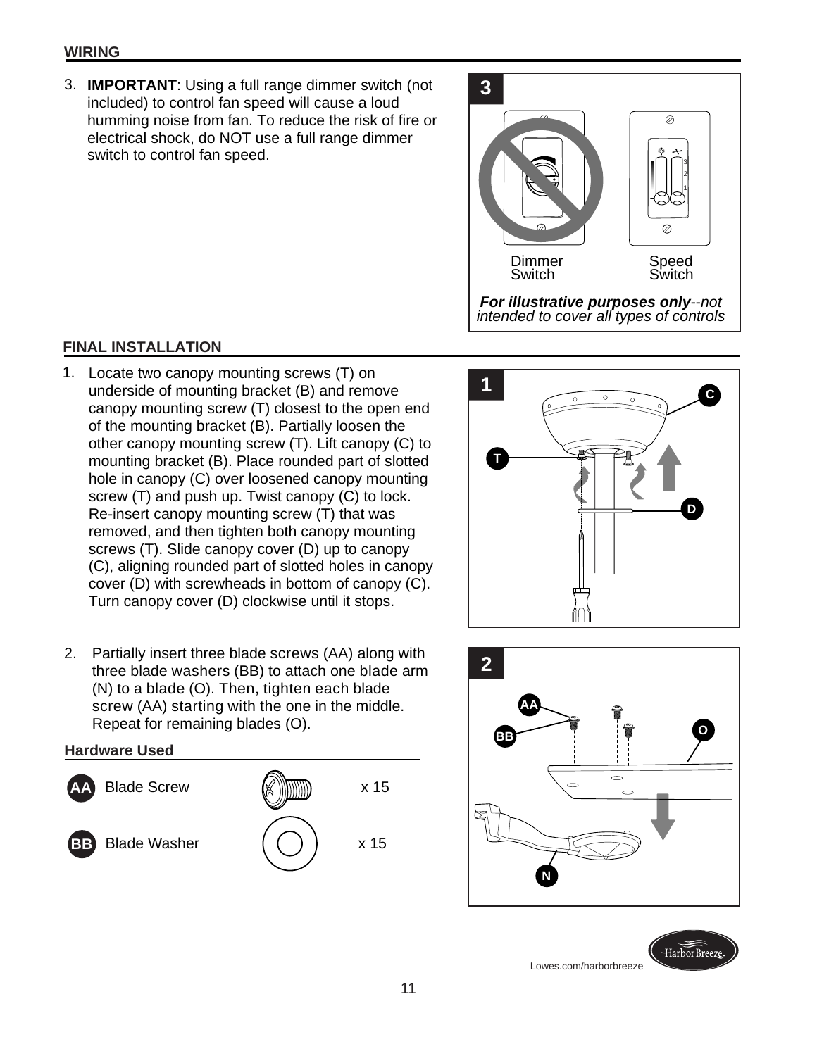## WIRING

3. **IMPORTANT**: Using a full range dimmer switch (not included) to control fan speed will cause a loud humming noise from fan. To reduce the risk of fire or electrical shock, do NOT use a full range dimmer switch to control fan speed.

Dimmer Switch

Speed Switch

***For illustrative purposes only****--not intended to cover all types of controls*

## FINAL INSTALLATION

1. Locate two canopy mounting screws (T) on underside of mounting bracket (B) and remove canopy mounting screw (T) closest to the open end of the mounting bracket (B). Partially loosen the other canopy mounting screw (T). Lift canopy (C) to mounting bracket (B). Place rounded part of slotted hole in canopy (C) over loosened canopy mounting screw (T) and push up. Twist canopy (C) to lock. Re-insert canopy mounting screw (T) that was removed, and then tighten both canopy mounting screws (T). Slide canopy cover (D) up to canopy (C), aligning rounded part of slotted holes in canopy cover (D) with screwheads in bottom of canopy (C). Turn canopy cover (D) clockwise until it stops.

2. Partially insert three blade screws (AA) along with three blade washers (BB) to attach one blade arm (N) to a blade (O). Then, tighten each blade screw (AA) starting with the one in the middle. Repeat for remaining blades (O).

### Hardware Used

| | | |
|---|---|---|
| AA | Blade Screw | x 15 |
| BB | Blade Washer | x 15 |

Lowes.com/harborbreeze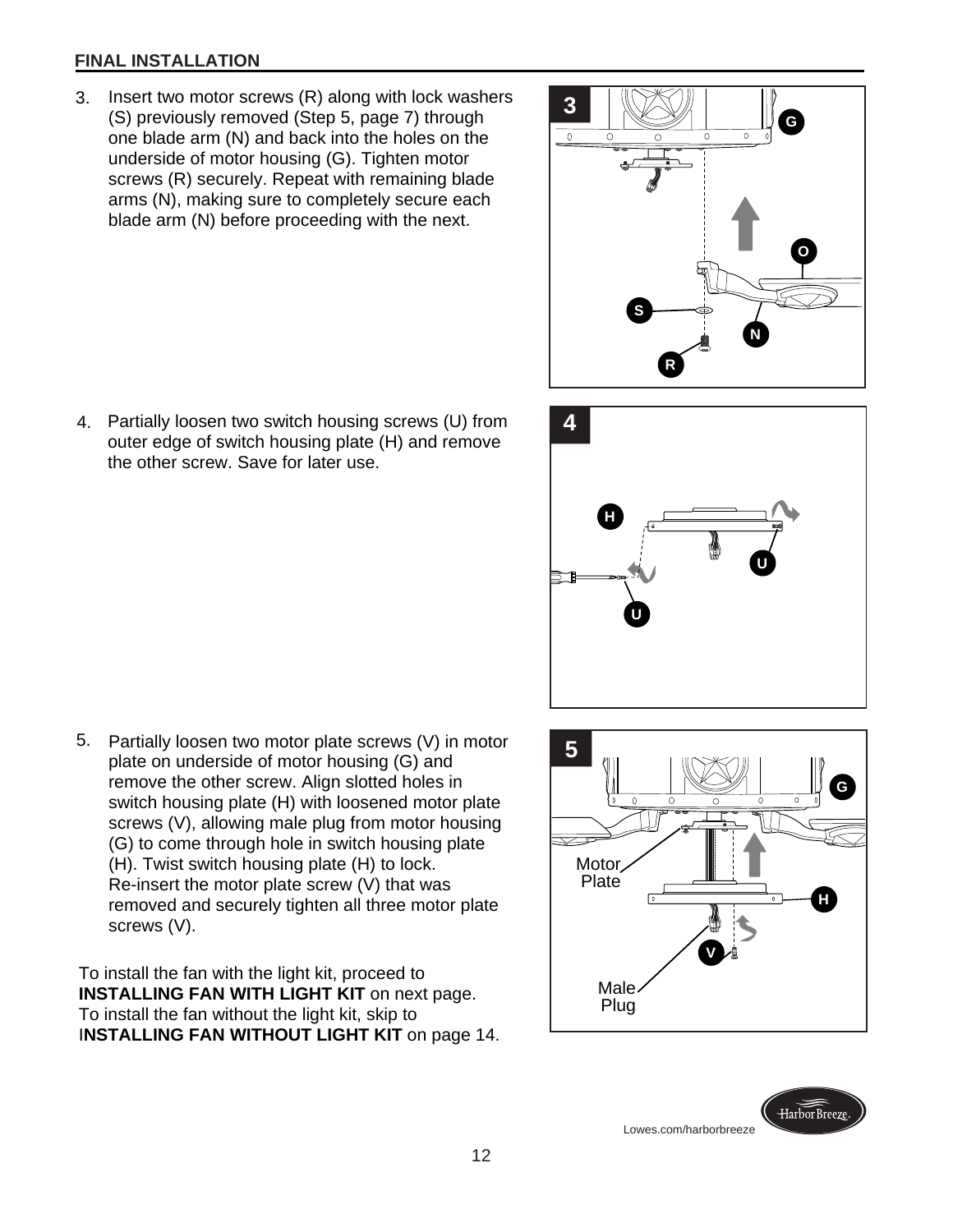## FINAL INSTALLATION

3. Insert two motor screws (R) along with lock washers (S) previously removed (Step 5, page 7) through one blade arm (N) and back into the holes on the underside of motor housing (G). Tighten motor screws (R) securely. Repeat with remaining blade arms (N), making sure to completely secure each blade arm (N) before proceeding with the next.

4. Partially loosen two switch housing screws (U) from outer edge of switch housing plate (H) and remove the other screw. Save for later use.

5. Partially loosen two motor plate screws (V) in motor plate on underside of motor housing (G) and remove the other screw. Align slotted holes in switch housing plate (H) with loosened motor plate screws (V), allowing male plug from motor housing (G) to come through hole in switch housing plate (H). Twist switch housing plate (H) to lock. Re-insert the motor plate screw (V) that was removed and securely tighten all three motor plate screws (V).

To install the fan with the light kit, proceed to **INSTALLING FAN WITH LIGHT KIT** on next page.
To install the fan without the light kit, skip to **INSTALLING FAN WITHOUT LIGHT KIT** on page 14.

Lowes.com/harborbreeze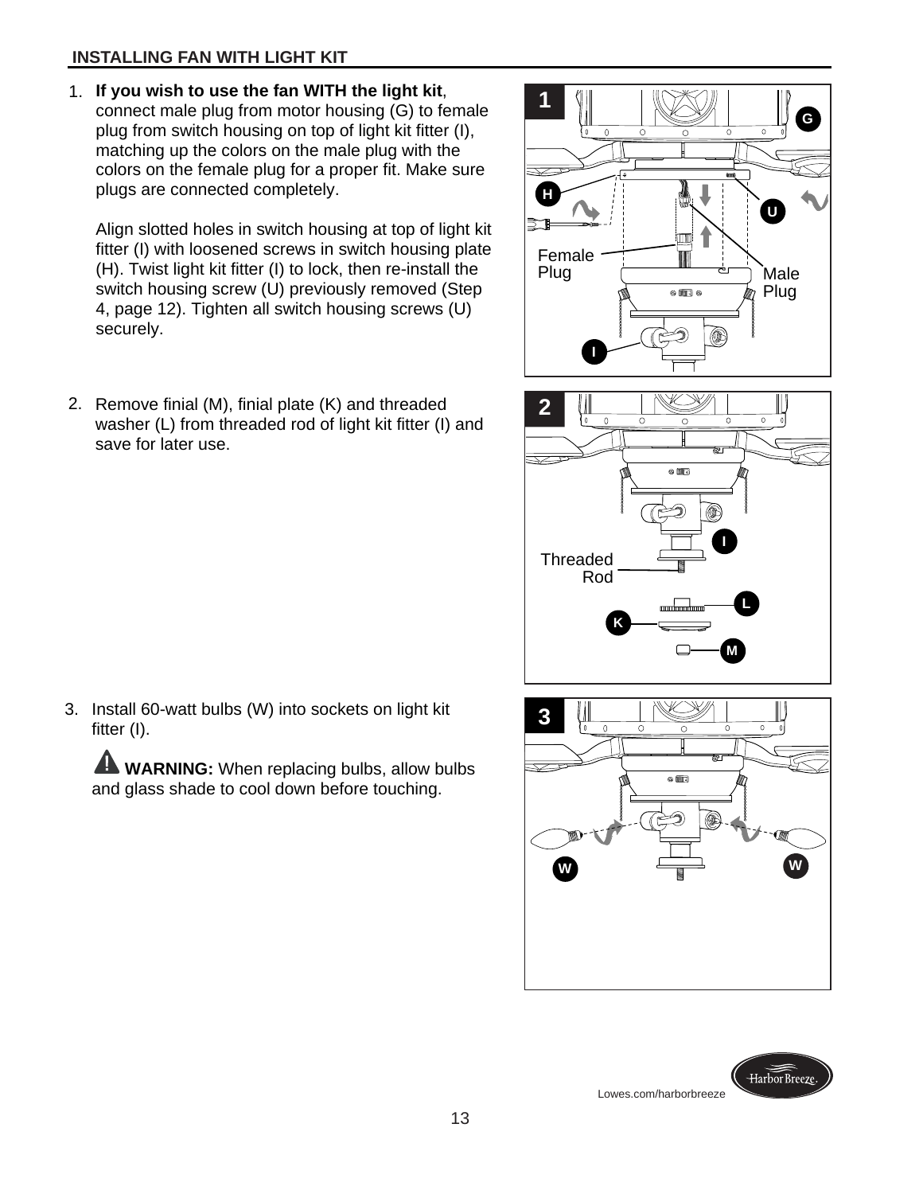## INSTALLING FAN WITH LIGHT KIT

1. **If you wish to use the fan WITH the light kit**, connect male plug from motor housing (G) to female plug from switch housing on top of light kit fitter (I), matching up the colors on the male plug with the colors on the female plug for a proper fit. Make sure plugs are connected completely.

   Align slotted holes in switch housing at top of light kit fitter (I) with loosened screws in switch housing plate (H). Twist light kit fitter (I) to lock, then re-install the switch housing screw (U) previously removed (Step 4, page 12). Tighten all switch housing screws (U) securely.

2. Remove finial (M), finial plate (K) and threaded washer (L) from threaded rod of light kit fitter (I) and save for later use.

3. Install 60-watt bulbs (W) into sockets on light kit fitter (I).

   **WARNING:** When replacing bulbs, allow bulbs and glass shade to cool down before touching.

Lowes.com/harborbreeze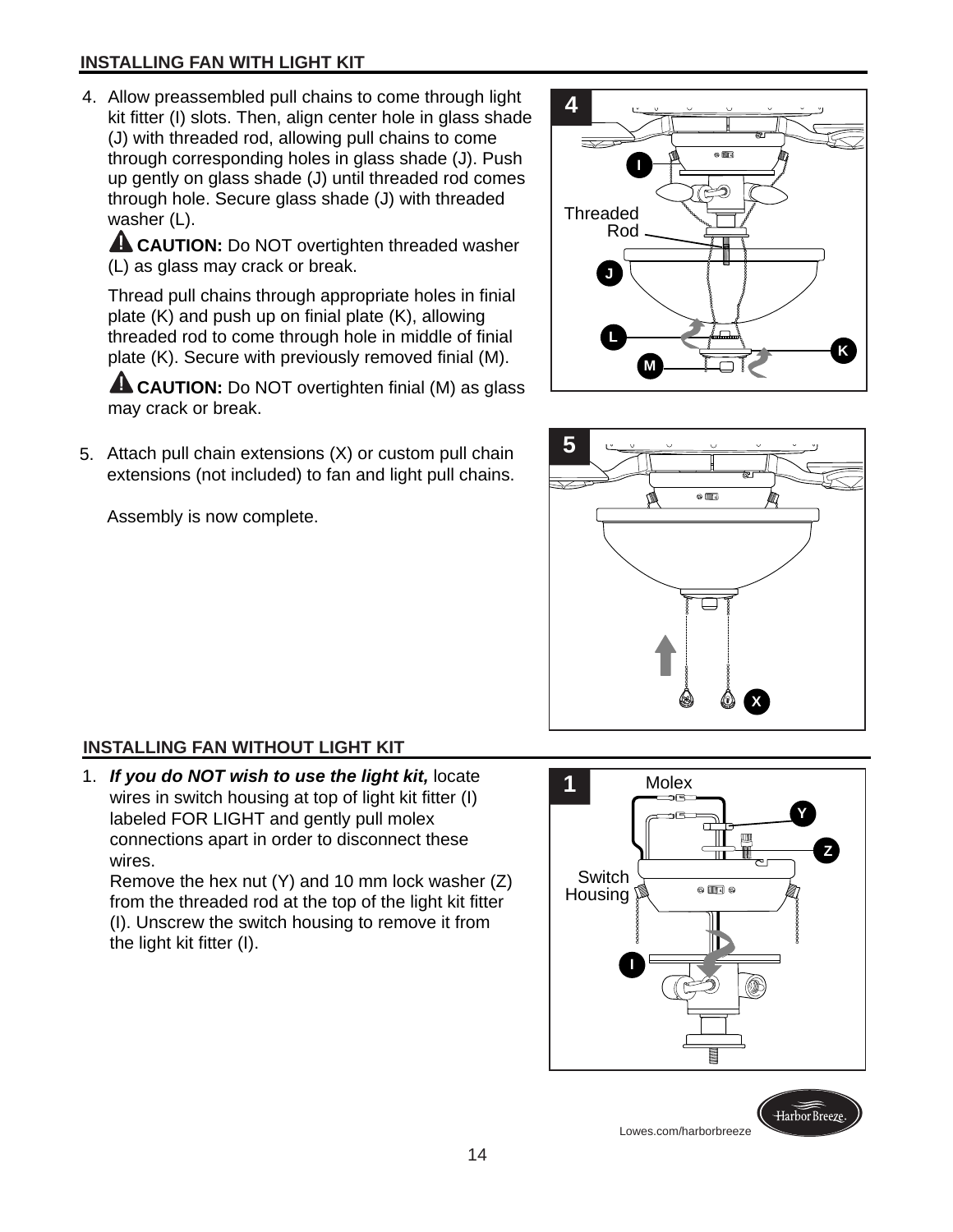## INSTALLING FAN WITH LIGHT KIT

4. Allow preassembled pull chains to come through light kit fitter (I) slots. Then, align center hole in glass shade (J) with threaded rod, allowing pull chains to come through corresponding holes in glass shade (J). Push up gently on glass shade (J) until threaded rod comes through hole. Secure glass shade (J) with threaded washer (L).

   ⚠ **CAUTION:** Do NOT overtighten threaded washer (L) as glass may crack or break.

   Thread pull chains through appropriate holes in finial plate (K) and push up on finial plate (K), allowing threaded rod to come through hole in middle of finial plate (K). Secure with previously removed finial (M).

   ⚠ **CAUTION:** Do NOT overtighten finial (M) as glass may crack or break.

5. Attach pull chain extensions (X) or custom pull chain extensions (not included) to fan and light pull chains.

   Assembly is now complete.

## INSTALLING FAN WITHOUT LIGHT KIT

1. ***If you do NOT wish to use the light kit,*** locate wires in switch housing at top of light kit fitter (I) labeled FOR LIGHT and gently pull molex connections apart in order to disconnect these wires.
   Remove the hex nut (Y) and 10 mm lock washer (Z) from the threaded rod at the top of the light kit fitter (I). Unscrew the switch housing to remove it from the light kit fitter (I).

Lowes.com/harborbreeze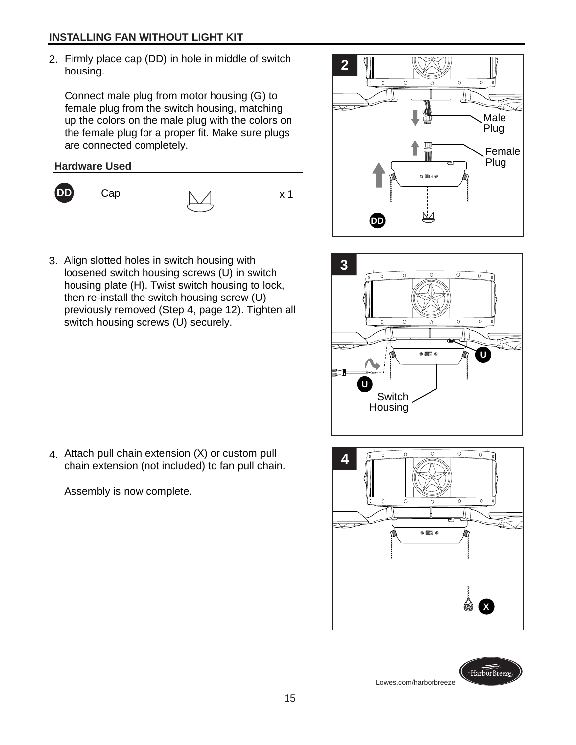## INSTALLING FAN WITHOUT LIGHT KIT

2. Firmly place cap (DD) in hole in middle of switch housing.

   Connect male plug from motor housing (G) to female plug from the switch housing, matching up the colors on the male plug with the colors on the female plug for a proper fit. Make sure plugs are connected completely.

**Hardware Used**

| | | |
|---|---|---|
| DD | Cap | x 1 |

3. Align slotted holes in switch housing with loosened switch housing screws (U) in switch housing plate (H). Twist switch housing to lock, then re-install the switch housing screw (U) previously removed (Step 4, page 12). Tighten all switch housing screws (U) securely.

4. Attach pull chain extension (X) or custom pull chain extension (not included) to fan pull chain.

   Assembly is now complete.

Lowes.com/harborbreeze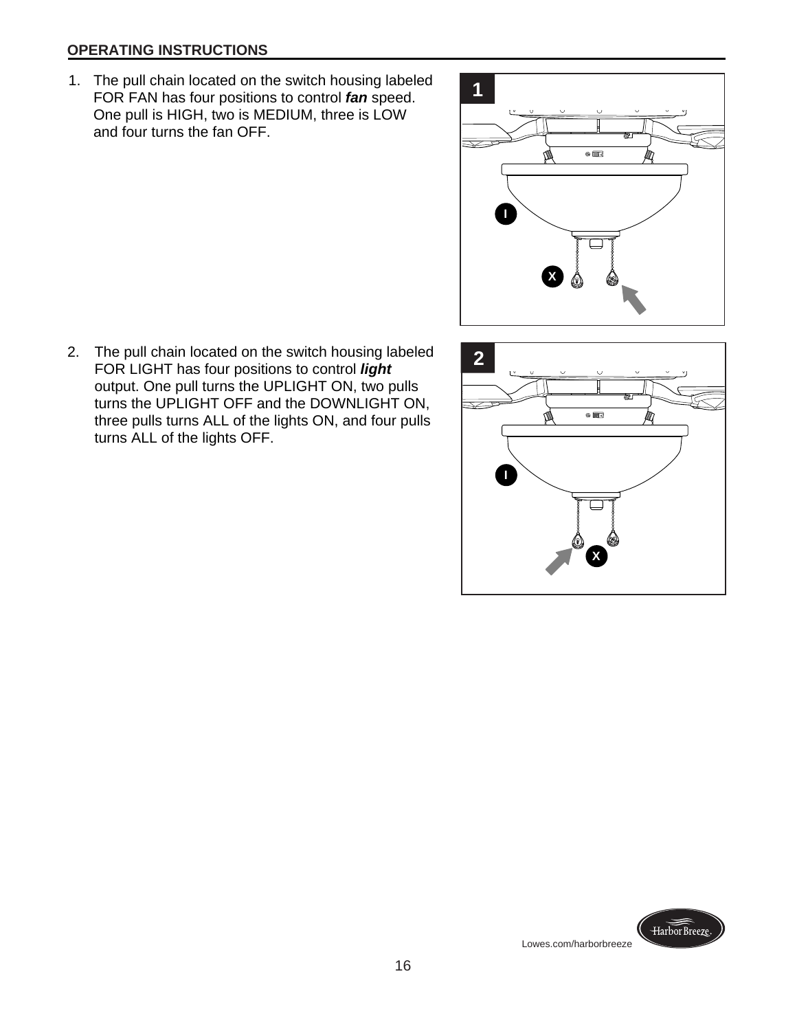## OPERATING INSTRUCTIONS

1. The pull chain located on the switch housing labeled FOR FAN has four positions to control ***fan*** speed. One pull is HIGH, two is MEDIUM, three is LOW and four turns the fan OFF.

2. The pull chain located on the switch housing labeled FOR LIGHT has four positions to control ***light*** output. One pull turns the UPLIGHT ON, two pulls turns the UPLIGHT OFF and the DOWNLIGHT ON, three pulls turns ALL of the lights ON, and four pulls turns ALL of the lights OFF.

Lowes.com/harborbreeze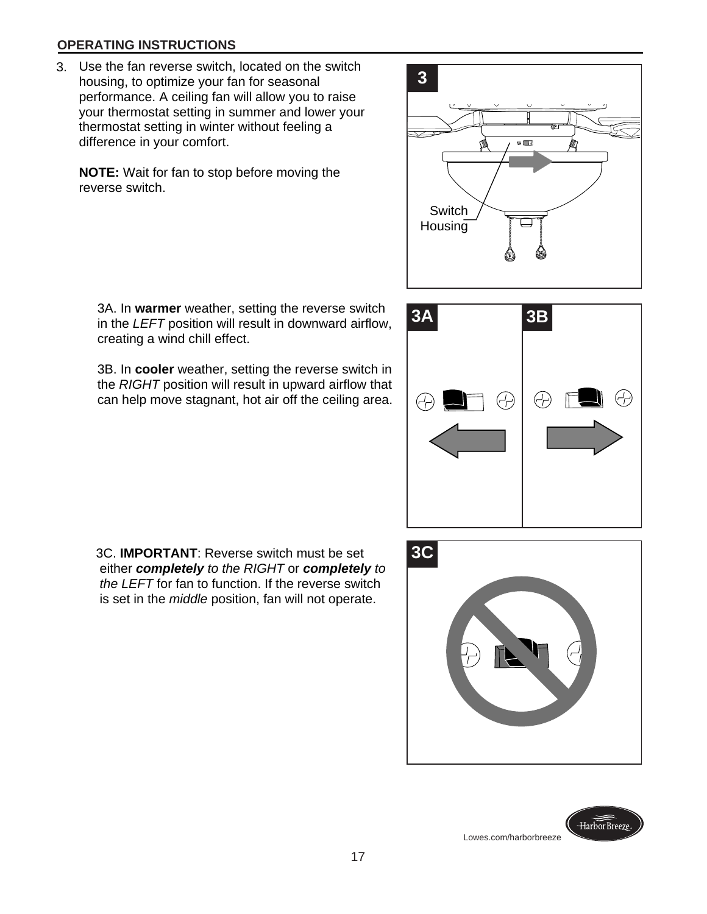## OPERATING INSTRUCTIONS

3. Use the fan reverse switch, located on the switch housing, to optimize your fan for seasonal performance. A ceiling fan will allow you to raise your thermostat setting in summer and lower your thermostat setting in winter without feeling a difference in your comfort.

   **NOTE:** Wait for fan to stop before moving the reverse switch.

   3A. In **warmer** weather, setting the reverse switch in the *LEFT* position will result in downward airflow, creating a wind chill effect.

   3B. In **cooler** weather, setting the reverse switch in the *RIGHT* position will result in upward airflow that can help move stagnant, hot air off the ceiling area.

   3C. **IMPORTANT**: Reverse switch must be set either ***completely*** *to the RIGHT* or ***completely*** *to the LEFT* for fan to function. If the reverse switch is set in the *middle* position, fan will not operate.

3

Switch Housing

3A

3B

3C

Lowes.com/harborbreeze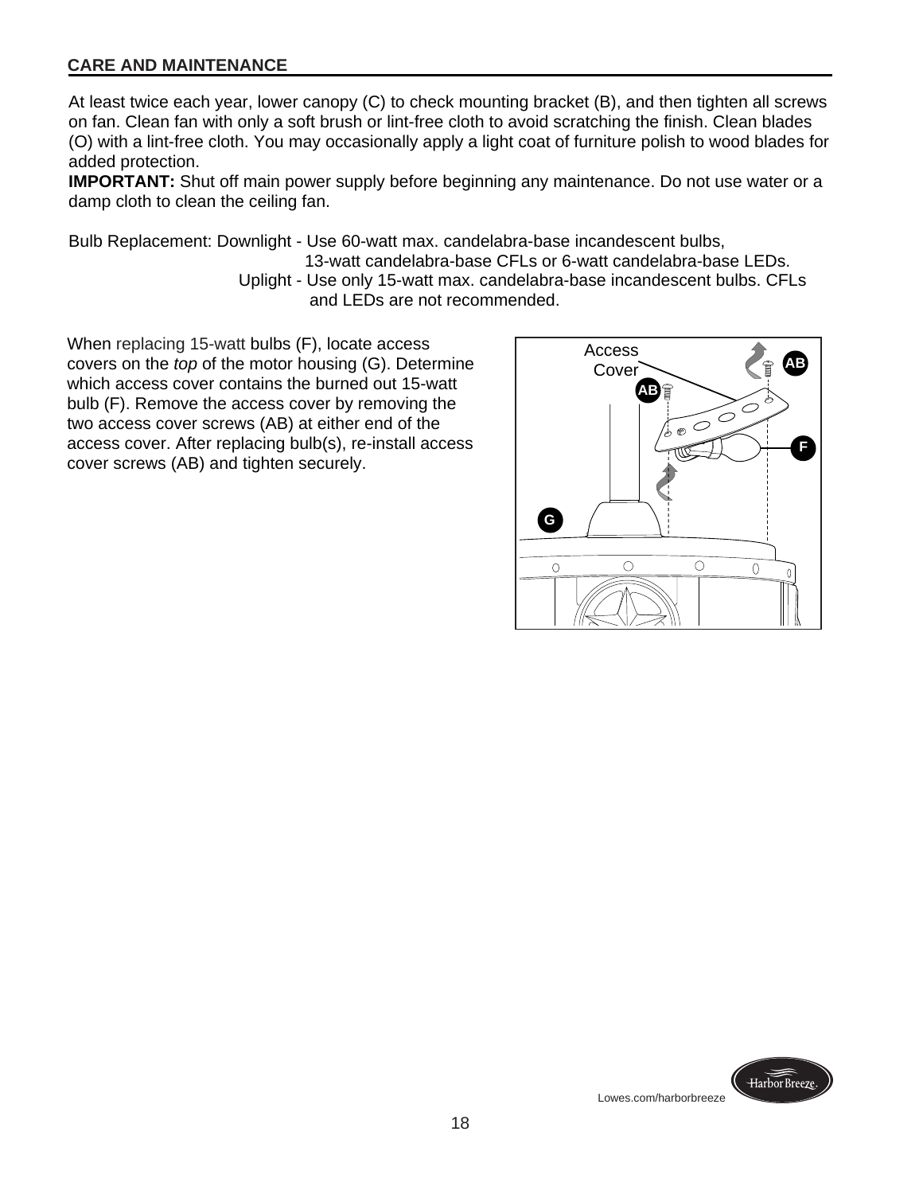## CARE AND MAINTENANCE

At least twice each year, lower canopy (C) to check mounting bracket (B), and then tighten all screws on fan. Clean fan with only a soft brush or lint-free cloth to avoid scratching the finish. Clean blades (O) with a lint-free cloth. You may occasionally apply a light coat of furniture polish to wood blades for added protection.

**IMPORTANT:** Shut off main power supply before beginning any maintenance. Do not use water or a damp cloth to clean the ceiling fan.

Bulb Replacement: Downlight - Use 60-watt max. candelabra-base incandescent bulbs, 13-watt candelabra-base CFLs or 6-watt candelabra-base LEDs.
Uplight - Use only 15-watt max. candelabra-base incandescent bulbs. CFLs and LEDs are not recommended.

When replacing 15-watt bulbs (F), locate access covers on the *top* of the motor housing (G). Determine which access cover contains the burned out 15-watt bulb (F). Remove the access cover by removing the two access cover screws (AB) at either end of the access cover. After replacing bulb(s), re-install access cover screws (AB) and tighten securely.

Access Cover

AB

AB

F

G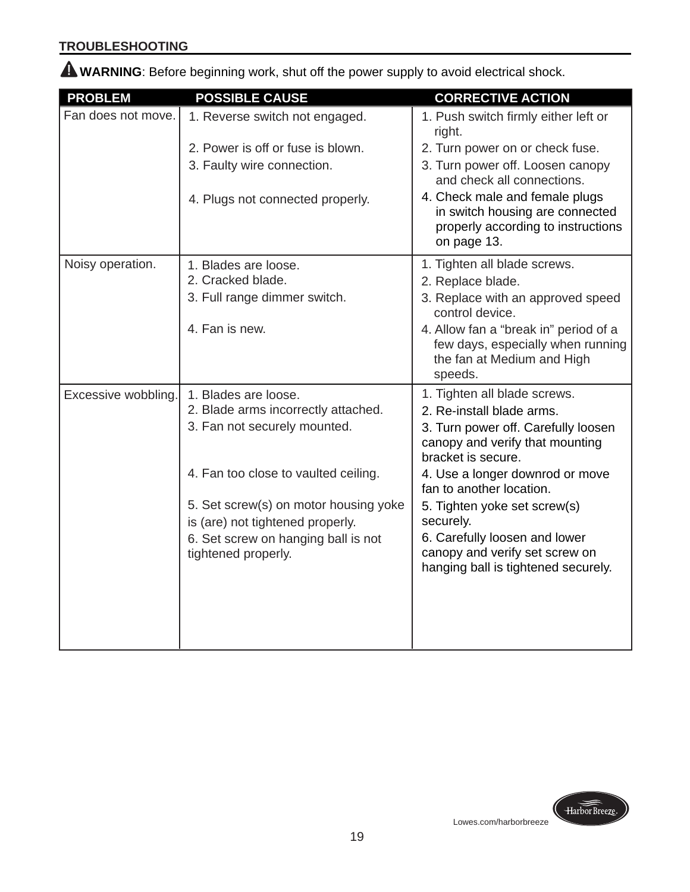## TROUBLESHOOTING

⚠ **WARNING**: Before beginning work, shut off the power supply to avoid electrical shock.

| PROBLEM | POSSIBLE CAUSE | CORRECTIVE ACTION |
|---|---|---|
| Fan does not move. | 1. Reverse switch not engaged.<br>2. Power is off or fuse is blown.<br>3. Faulty wire connection.<br>4. Plugs not connected properly. | 1. Push switch firmly either left or right.<br>2. Turn power on or check fuse.<br>3. Turn power off. Loosen canopy and check all connections.<br>4. Check male and female plugs in switch housing are connected properly according to instructions on page 13. |
| Noisy operation. | 1. Blades are loose.<br>2. Cracked blade.<br>3. Full range dimmer switch.<br>4. Fan is new. | 1. Tighten all blade screws.<br>2. Replace blade.<br>3. Replace with an approved speed control device.<br>4. Allow fan a "break in" period of a few days, especially when running the fan at Medium and High speeds. |
| Excessive wobbling. | 1. Blades are loose.<br>2. Blade arms incorrectly attached.<br>3. Fan not securely mounted.<br>4. Fan too close to vaulted ceiling.<br>5. Set screw(s) on motor housing yoke is (are) not tightened properly.<br>6. Set screw on hanging ball is not tightened properly. | 1. Tighten all blade screws.<br>2. Re-install blade arms.<br>3. Turn power off. Carefully loosen canopy and verify that mounting bracket is secure.<br>4. Use a longer downrod or move fan to another location.<br>5. Tighten yoke set screw(s) securely.<br>6. Carefully loosen and lower canopy and verify set screw on hanging ball is tightened securely. |

Lowes.com/harborbreeze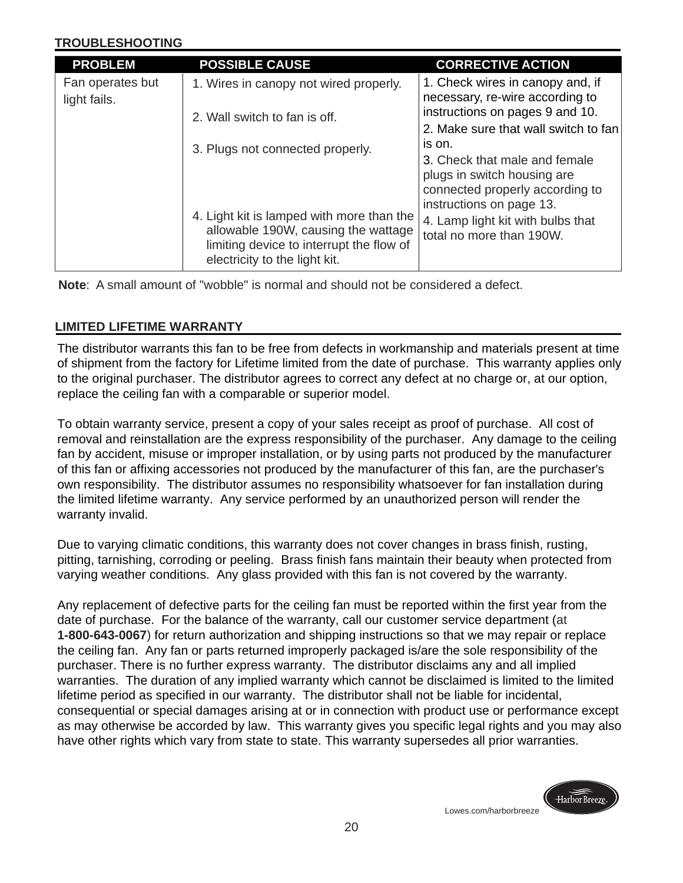## TROUBLESHOOTING

| PROBLEM | POSSIBLE CAUSE | CORRECTIVE ACTION |
|---|---|---|
| Fan operates but light fails. | 1. Wires in canopy not wired properly. | 1. Check wires in canopy and, if necessary, re-wire according to instructions on pages 9 and 10. |
| | 2. Wall switch to fan is off. | 2. Make sure that wall switch to fan is on. |
| | 3. Plugs not connected properly. | 3. Check that male and female plugs in switch housing are connected properly according to instructions on page 13. |
| | 4. Light kit is lamped with more than the allowable 190W, causing the wattage limiting device to interrupt the flow of electricity to the light kit. | 4. Lamp light kit with bulbs that total no more than 190W. |

**Note**: A small amount of "wobble" is normal and should not be considered a defect.

## LIMITED LIFETIME WARRANTY

The distributor warrants this fan to be free from defects in workmanship and materials present at time of shipment from the factory for Lifetime limited from the date of purchase. This warranty applies only to the original purchaser. The distributor agrees to correct any defect at no charge or, at our option, replace the ceiling fan with a comparable or superior model.

To obtain warranty service, present a copy of your sales receipt as proof of purchase. All cost of removal and reinstallation are the express responsibility of the purchaser. Any damage to the ceiling fan by accident, misuse or improper installation, or by using parts not produced by the manufacturer of this fan or affixing accessories not produced by the manufacturer of this fan, are the purchaser's own responsibility. The distributor assumes no responsibility whatsoever for fan installation during the limited lifetime warranty. Any service performed by an unauthorized person will render the warranty invalid.

Due to varying climatic conditions, this warranty does not cover changes in brass finish, rusting, pitting, tarnishing, corroding or peeling. Brass finish fans maintain their beauty when protected from varying weather conditions. Any glass provided with this fan is not covered by the warranty.

Any replacement of defective parts for the ceiling fan must be reported within the first year from the date of purchase. For the balance of the warranty, call our customer service department (at **1-800-643-0067**) for return authorization and shipping instructions so that we may repair or replace the ceiling fan. Any fan or parts returned improperly packaged is/are the sole responsibility of the purchaser. There is no further express warranty. The distributor disclaims any and all implied warranties. The duration of any implied warranty which cannot be disclaimed is limited to the limited lifetime period as specified in our warranty. The distributor shall not be liable for incidental, consequential or special damages arising at or in connection with product use or performance except as may otherwise be accorded by law. This warranty gives you specific legal rights and you may also have other rights which vary from state to state. This warranty supersedes all prior warranties.

Lowes.com/harborbreeze

Harbor Breeze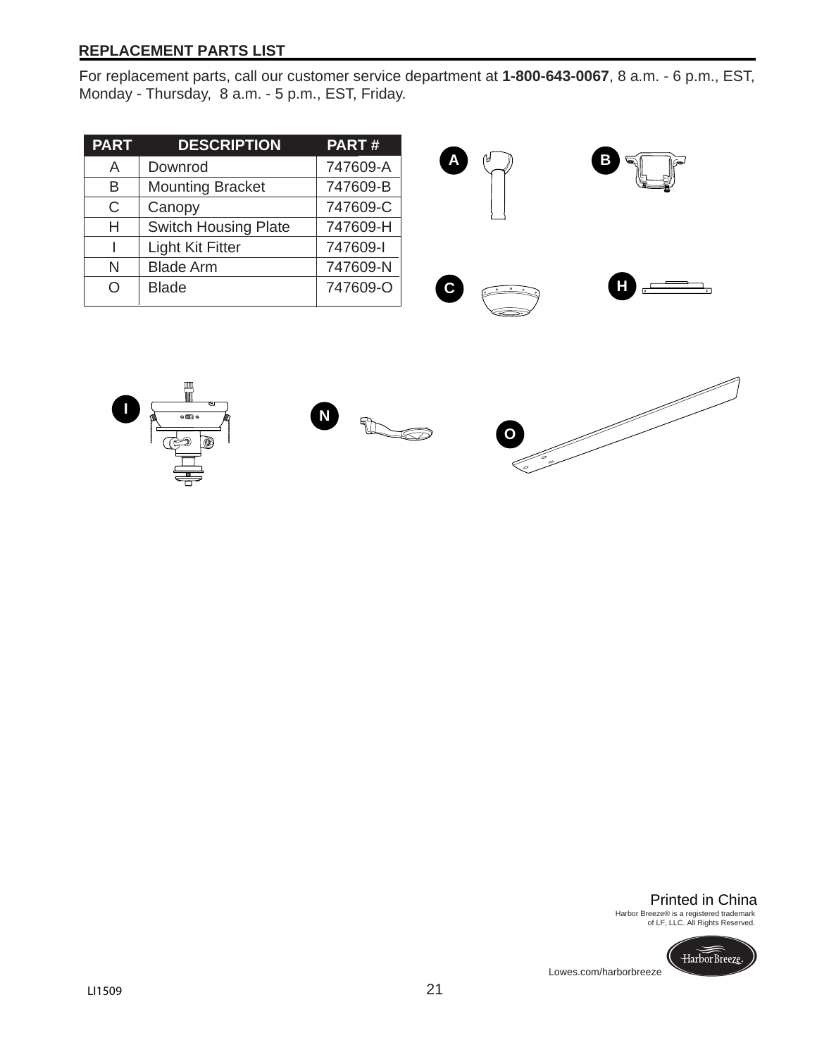## REPLACEMENT PARTS LIST

For replacement parts, call our customer service department at **1-800-643-0067**, 8 a.m. - 6 p.m., EST, Monday - Thursday, 8 a.m. - 5 p.m., EST, Friday.

| PART | DESCRIPTION | PART # |
|---|---|---|
| A | Downrod | 747609-A |
| B | Mounting Bracket | 747609-B |
| C | Canopy | 747609-C |
| H | Switch Housing Plate | 747609-H |
| I | Light Kit Fitter | 747609-I |
| N | Blade Arm | 747609-N |
| O | Blade | 747609-O |

A

B

C

H

I

N

O

Printed in China

Harbor Breeze® is a registered trademark of LF, LLC. All Rights Reserved.

Lowes.com/harborbreeze

LI1509